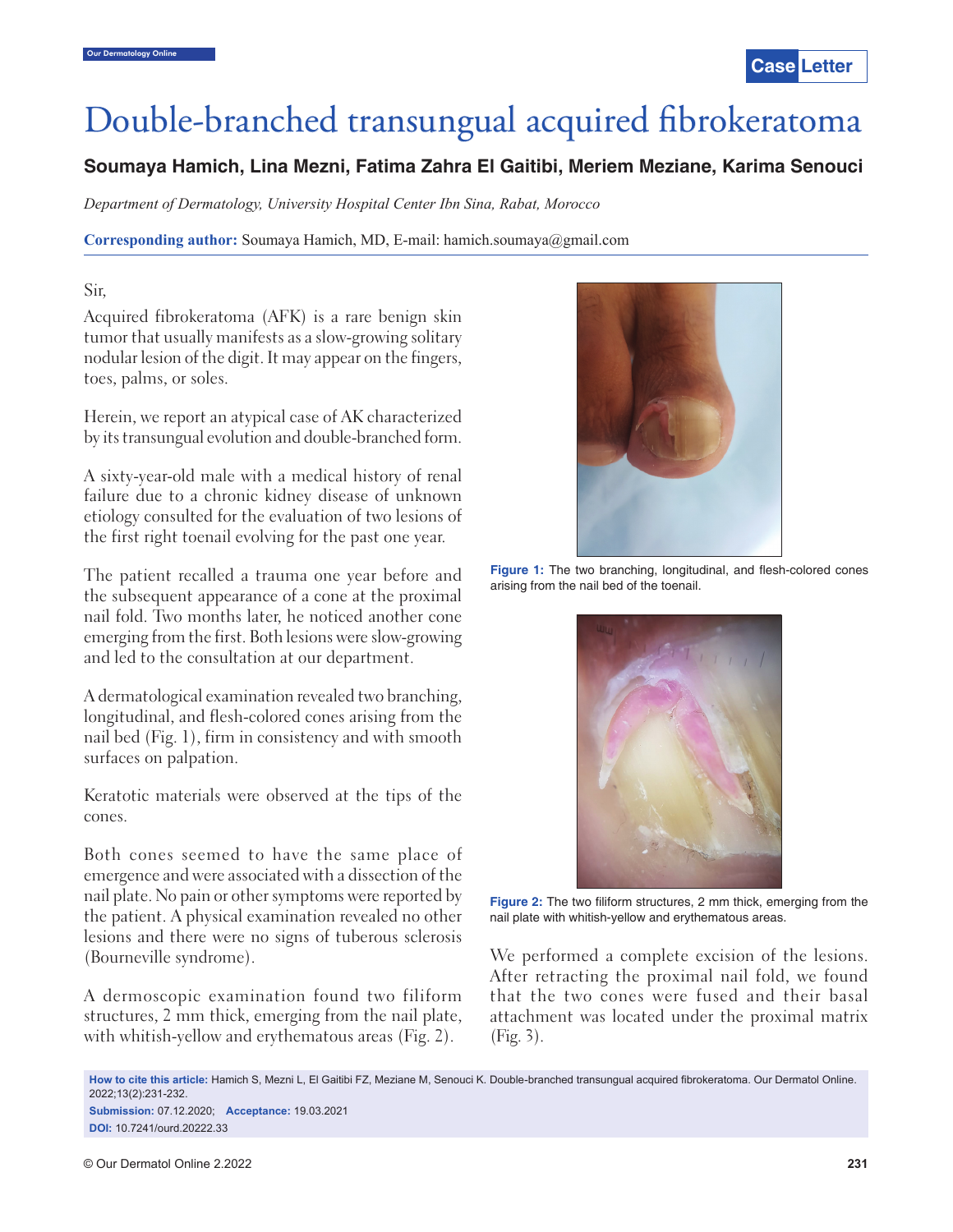# Double-branched transungual acquired fibrokeratoma

**Soumaya Hamich, Lina Mezni, Fatima Zahra El Gaitibi, Meriem Meziane, Karima Senouci**

*Department of Dermatology, University Hospital Center Ibn Sina, Rabat, Morocco*

**Corresponding author:** Soumaya Hamich, MD, E-mail: hamich.soumaya@gmail.com

Sir,

Acquired fibrokeratoma (AFK) is a rare benign skin tumor that usually manifests as a slow-growing solitary nodular lesion of the digit. It may appear on the fingers, toes, palms, or soles.

Herein, we report an atypical case of AK characterized by its transungual evolution and double-branched form.

A sixty-year-old male with a medical history of renal failure due to a chronic kidney disease of unknown etiology consulted for the evaluation of two lesions of the first right toenail evolving for the past one year.

The patient recalled a trauma one year before and the subsequent appearance of a cone at the proximal nail fold. Two months later, he noticed another cone emerging from the first. Both lesions were slow-growing and led to the consultation at our department.

A dermatological examination revealed two branching, longitudinal, and flesh-colored cones arising from the nail bed (Fig. 1), firm in consistency and with smooth surfaces on palpation.

Keratotic materials were observed at the tips of the cones.

Both cones seemed to have the same place of emergence and were associated with a dissection of the nail plate. No pain or other symptoms were reported by the patient. A physical examination revealed no other lesions and there were no signs of tuberous sclerosis (Bourneville syndrome).

A dermoscopic examination found two filiform structures, 2 mm thick, emerging from the nail plate, with whitish-yellow and erythematous areas (Fig. 2).

**Figure 1:** The two branching, longitudinal, and flesh-colored cones arising from the nail bed of the toenail.

**Figure 2:** The two filiform structures, 2 mm thick, emerging from the nail plate with whitish-yellow and erythematous areas.

We performed a complete excision of the lesions. After retracting the proximal nail fold, we found that the two cones were fused and their basal attachment was located under the proximal matrix (Fig. 3).

**How to cite this article:** Hamich S, Mezni L, El Gaitibi FZ, Meziane M, Senouci K. Double-branched transungual acquired fibrokeratoma. Our Dermatol Online. 2022;13(2):231-232.

**Submission:** 07.12.2020; **Acceptance:** 19.03.2021

**DOI:** 10.7241/ourd.20222.33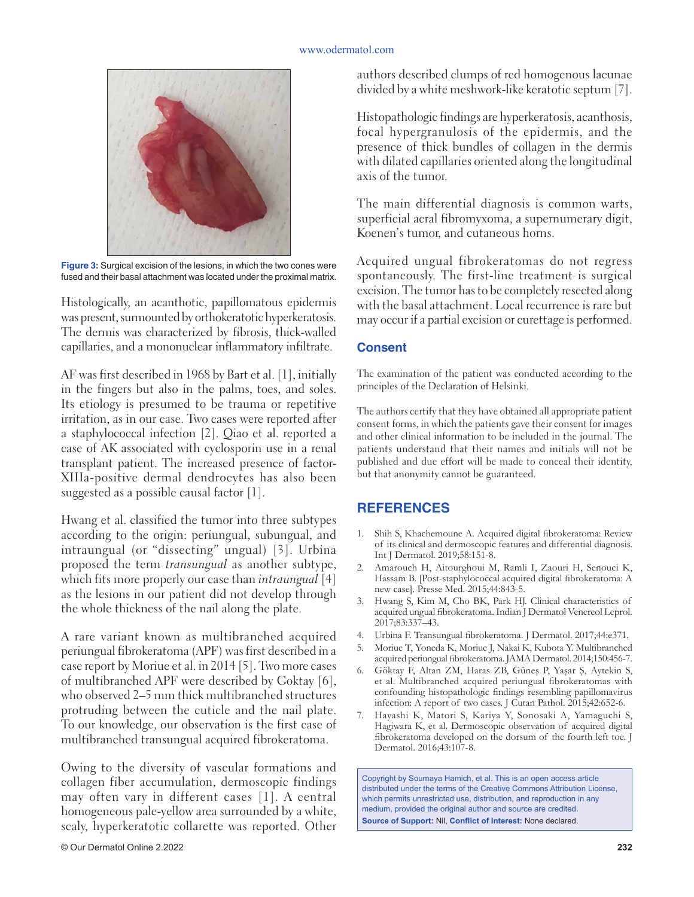Figure 3: Surgical excision of the lesions, in which the two cones were fused and their basal attachment was located under the proximal matrix.

Histologically, an acanthotic, papillomatous epidermis was present, surmounted by orthokeratotic hyperkeratosis. The dermis was characterized by fibrosis, thick-walled capillaries, and a mononuclear inflammatory infiltrate.

AF was first described in 1968 by Bart et al. [1], initially in the fingers but also in the palms, toes, and soles. Its etiology is presumed to be trauma or repetitive irritation, as in our case. Two cases were reported after a staphylococcal infection [2]. Qiao et al. reported a case of AK associated with cyclosporin use in a renal transplant patient. The increased presence of factor-XIIIa-positive dermal dendrocytes has also been suggested as a possible causal factor [1].

Hwang et al. classified the tumor into three subtypes according to the origin: periungual, subungual, and intraungual (or "dissecting" ungual) [3]. Urbina proposed the term *transungual* as another subtype, which fits more properly our case than *intraungual* [4] as the lesions in our patient did not develop through the whole thickness of the nail along the plate.

A rare variant known as multibranched acquired periungual fibrokeratoma (APF) was first described in a case report by Moriue et al. in 2014 [5]. Two more cases of multibranched APF were described by Goktay [6], who observed 2–5 mm thick multibranched structures protruding between the cuticle and the nail plate. To our knowledge, our observation is the first case of multibranched transungual acquired fibrokeratoma.

Owing to the diversity of vascular formations and collagen fiber accumulation, dermoscopic findings may often vary in different cases [1]. A central homogeneous pale-yellow area surrounded by a white, scaly, hyperkeratotic collarette was reported. Other authors described clumps of red homogenous lacunae divided by a white meshwork-like keratotic septum [7].

Histopathologic findings are hyperkeratosis, acanthosis, focal hypergranulosis of the epidermis, and the presence of thick bundles of collagen in the dermis with dilated capillaries oriented along the longitudinal axis of the tumor.

The main differential diagnosis is common warts, superficial acral fibromyxoma, a supernumerary digit, Koenen's tumor, and cutaneous horns.

Acquired ungual fibrokeratomas do not regress spontaneously. The first-line treatment is surgical excision. The tumor has to be completely resected along with the basal attachment. Local recurrence is rare but may occur if a partial excision or curettage is performed.

## Consent

The examination of the patient was conducted according to the principles of the Declaration of Helsinki.

The authors certify that they have obtained all appropriate patient consent forms, in which the patients gave their consent for images and other clinical information to be included in the journal. The patients understand that their names and initials will not be published and due effort will be made to conceal their identity, but that anonymity cannot be guaranteed.

## REFERENCES

1. Shih S, Khachemoune A. Acquired digital fibrokeratoma: Review of its clinical and dermoscopic features and differential diagnosis. Int J Dermatol. 2019;58:151-8.
2. Amarouch H, Aitourghoui M, Ramli I, Zaouri H, Senouci K, Hassam B. [Post-staphylococcal acquired digital fibrokeratoma: A new case]. Presse Med. 2015;44:843-5.
3. Hwang S, Kim M, Cho BK, Park HJ. Clinical characteristics of acquired ungual fibrokeratoma. Indian J Dermatol Venereol Leprol. 2017;83:337–43.
4. Urbina F. Transungual fibrokeratoma. J Dermatol. 2017;44:e371.
5. Moriue T, Yoneda K, Moriue J, Nakai K, Kubota Y. Multibranched acquired periungual fibrokeratoma. JAMA Dermatol. 2014;150:456-7.
6. Göktay F, Altan ZM, Haras ZB, Güneş P, Yaşar Ş, Aytekin S, et al. Multibranched acquired periungual fibrokeratomas with confounding histopathologic findings resembling papillomavirus infection: A report of two cases. J Cutan Pathol. 2015;42:652-6.
7. Hayashi K, Matori S, Kariya Y, Sonosaki A, Yamaguchi S, Hagiwara K, et al. Dermoscopic observation of acquired digital fibrokeratoma developed on the dorsum of the fourth left toe. J Dermatol. 2016;43:107-8.

Copyright by Soumaya Hamich, et al. This is an open access article distributed under the terms of the Creative Commons Attribution License, which permits unrestricted use, distribution, and reproduction in any medium, provided the original author and source are credited.
**Source of Support:** Nil, **Conflict of Interest:** None declared.